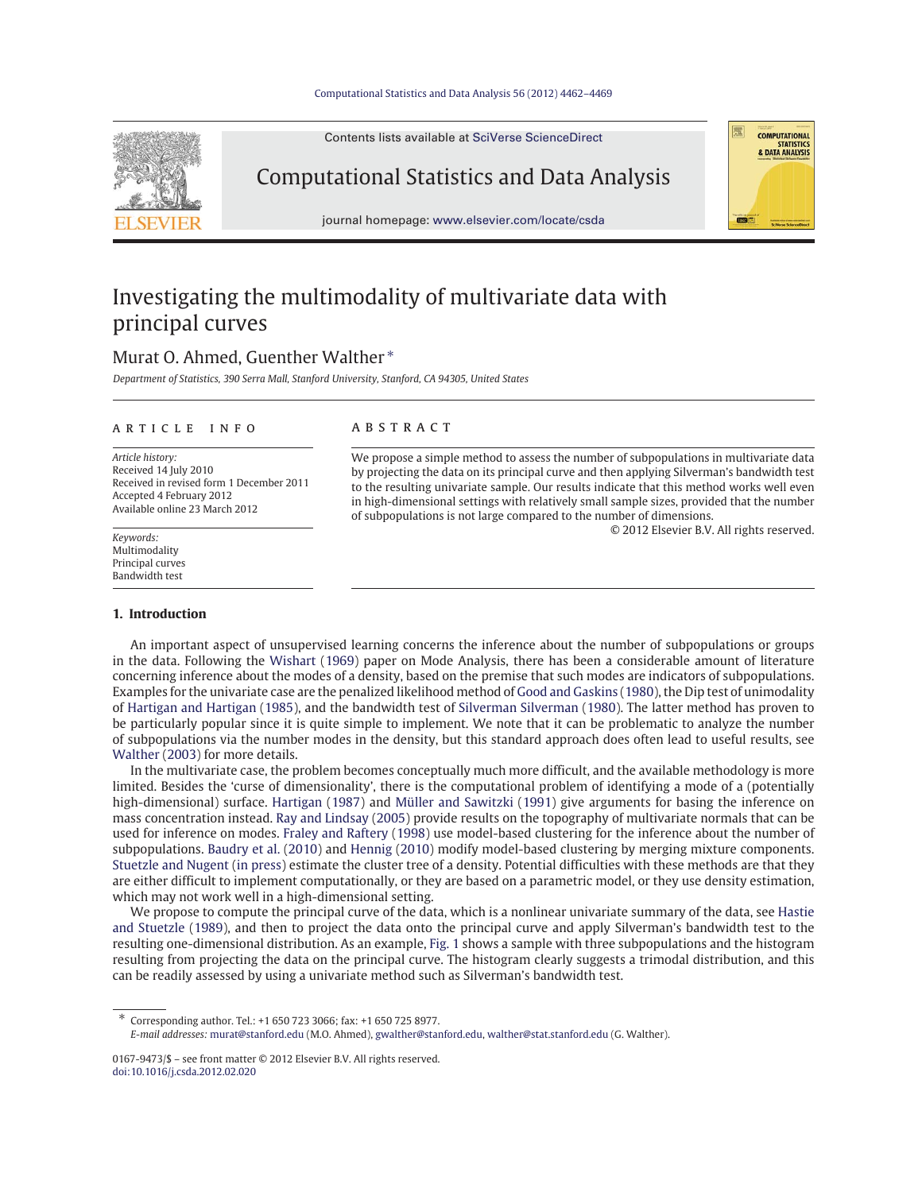# Investigating the multimodality of multivariate data with principal curves

Murat O. Ahmed, Guenther Walther *

*Department of Statistics, 390 Serra Mall, Stanford University, Stanford, CA 94305, United States*

## ARTICLE INFO

*Article history:*
Received 14 July 2010
Received in revised form 1 December 2011
Accepted 4 February 2012
Available online 23 March 2012

*Keywords:*
Multimodality
Principal curves
Bandwidth test

## ABSTRACT

We propose a simple method to assess the number of subpopulations in multivariate data by projecting the data on its principal curve and then applying Silverman's bandwidth test to the resulting univariate sample. Our results indicate that this method works well even in high-dimensional settings with relatively small sample sizes, provided that the number of subpopulations is not large compared to the number of dimensions.

© 2012 Elsevier B.V. All rights reserved.

## 1. Introduction

An important aspect of unsupervised learning concerns the inference about the number of subpopulations or groups in the data. Following the Wishart (1969) paper on Mode Analysis, there has been a considerable amount of literature concerning inference about the modes of a density, based on the premise that such modes are indicators of subpopulations. Examples for the univariate case are the penalized likelihood method of Good and Gaskins (1980), the Dip test of unimodality of Hartigan and Hartigan (1985), and the bandwidth test of Silverman Silverman (1980). The latter method has proven to be particularly popular since it is quite simple to implement. We note that it can be problematic to analyze the number of subpopulations via the number modes in the density, but this standard approach does often lead to useful results, see Walther (2003) for more details.

In the multivariate case, the problem becomes conceptually much more difficult, and the available methodology is more limited. Besides the 'curse of dimensionality', there is the computational problem of identifying a mode of a (potentially high-dimensional) surface. Hartigan (1987) and Müller and Sawitzki (1991) give arguments for basing the inference on mass concentration instead. Ray and Lindsay (2005) provide results on the topography of multivariate normals that can be used for inference on modes. Fraley and Raftery (1998) use model-based clustering for the inference about the number of subpopulations. Baudry et al. (2010) and Hennig (2010) modify model-based clustering by merging mixture components. Stuetzle and Nugent (in press) estimate the cluster tree of a density. Potential difficulties with these methods are that they are either difficult to implement computationally, or they are based on a parametric model, or they use density estimation, which may not work well in a high-dimensional setting.

We propose to compute the principal curve of the data, which is a nonlinear univariate summary of the data, see Hastie and Stuetzle (1989), and then to project the data onto the principal curve and apply Silverman's bandwidth test to the resulting one-dimensional distribution. As an example, Fig. 1 shows a sample with three subpopulations and the histogram resulting from projecting the data on the principal curve. The histogram clearly suggests a trimodal distribution, and this can be readily assessed by using a univariate method such as Silverman's bandwidth test.

* Corresponding author. Tel.: +1 650 723 3066; fax: +1 650 725 8977.
*E-mail addresses:* murat@stanford.edu (M.O. Ahmed), gwalther@stanford.edu, walther@stat.stanford.edu (G. Walther).

0167-9473/$ – see front matter © 2012 Elsevier B.V. All rights reserved.
doi:10.1016/j.csda.2012.02.020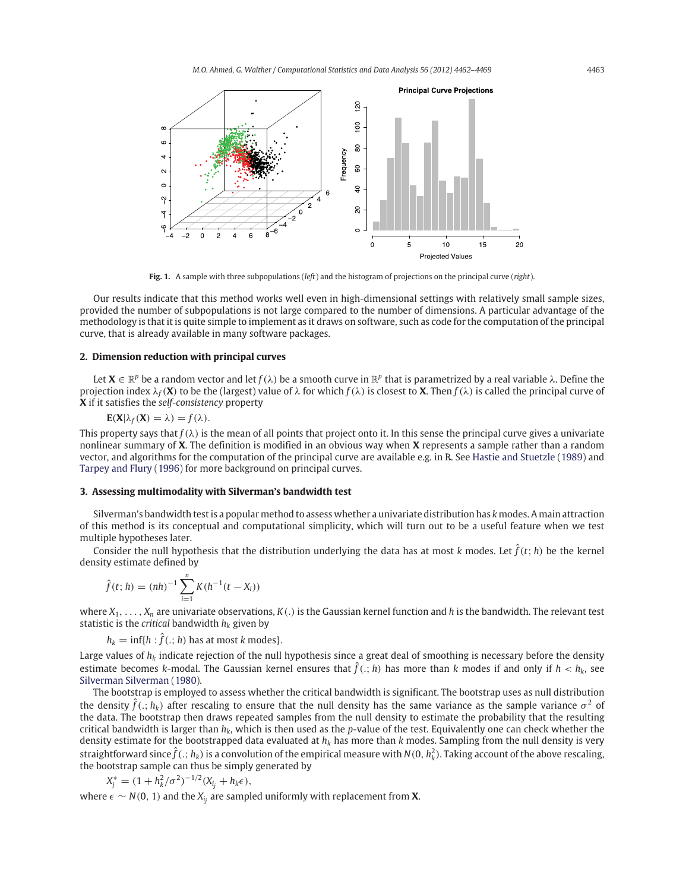**Fig. 1.** A sample with three subpopulations (*left*) and the histogram of projections on the principal curve (*right*).

Our results indicate that this method works well even in high-dimensional settings with relatively small sample sizes, provided the number of subpopulations is not large compared to the number of dimensions. A particular advantage of the methodology is that it is quite simple to implement as it draws on software, such as code for the computation of the principal curve, that is already available in many software packages.

## 2. Dimension reduction with principal curves

Let $\mathbf{X} \in \mathbb{R}^p$ be a random vector and let $f(\lambda)$ be a smooth curve in $\mathbb{R}^p$ that is parametrized by a real variable $\lambda$. Define the projection index $\lambda_f(\mathbf{X})$ to be the (largest) value of $\lambda$ for which $f(\lambda)$ is closest to $\mathbf{X}$. Then $f(\lambda)$ is called the principal curve of $\mathbf{X}$ if it satisfies the *self-consistency* property

$$\mathbf{E}(\mathbf{X}|\lambda_f(\mathbf{X}) = \lambda) = f(\lambda).$$

This property says that $f(\lambda)$ is the mean of all points that project onto it. In this sense the principal curve gives a univariate nonlinear summary of $\mathbf{X}$. The definition is modified in an obvious way when $\mathbf{X}$ represents a sample rather than a random vector, and algorithms for the computation of the principal curve are available e.g. in R. See Hastie and Stuetzle (1989) and Tarpey and Flury (1996) for more background on principal curves.

## 3. Assessing multimodality with Silverman's bandwidth test

Silverman's bandwidth test is a popular method to assess whether a univariate distribution has $k$ modes. A main attraction of this method is its conceptual and computational simplicity, which will turn out to be a useful feature when we test multiple hypotheses later.

Consider the null hypothesis that the distribution underlying the data has at most $k$ modes. Let $\hat{f}(t; h)$ be the kernel density estimate defined by

$$\hat{f}(t; h) = (nh)^{-1} \sum_{i=1}^{n} K(h^{-1}(t - X_i))$$

where $X_1, \ldots, X_n$ are univariate observations, $K(.)$ is the Gaussian kernel function and $h$ is the bandwidth. The relevant test statistic is the *critical* bandwidth $h_k$ given by

$$h_k = \inf\{h : \hat{f}(.; h) \text{ has at most } k \text{ modes}\}.$$

Large values of $h_k$ indicate rejection of the null hypothesis since a great deal of smoothing is necessary before the density estimate becomes $k$-modal. The Gaussian kernel ensures that $\hat{f}(.; h)$ has more than $k$ modes if and only if $h < h_k$, see Silverman Silverman (1980).

The bootstrap is employed to assess whether the critical bandwidth is significant. The bootstrap uses as null distribution the density $\hat{f}(.; h_k)$ after rescaling to ensure that the null density has the same variance as the sample variance $\sigma^2$ of the data. The bootstrap then draws repeated samples from the null density to estimate the probability that the resulting critical bandwidth is larger than $h_k$, which is then used as the $p$-value of the test. Equivalently one can check whether the density estimate for the bootstrapped data evaluated at $h_k$ has more than $k$ modes. Sampling from the null density is very straightforward since $\hat{f}(.; h_k)$ is a convolution of the empirical measure with $N(0, h_k^2)$. Taking account of the above rescaling, the bootstrap sample can thus be simply generated by

$$X_j^* = (1 + h_k^2/\sigma^2)^{-1/2}(X_{i_j} + h_k\epsilon),$$

where $\epsilon \sim N(0, 1)$ and the $X_{i_j}$ are sampled uniformly with replacement from $\mathbf{X}$.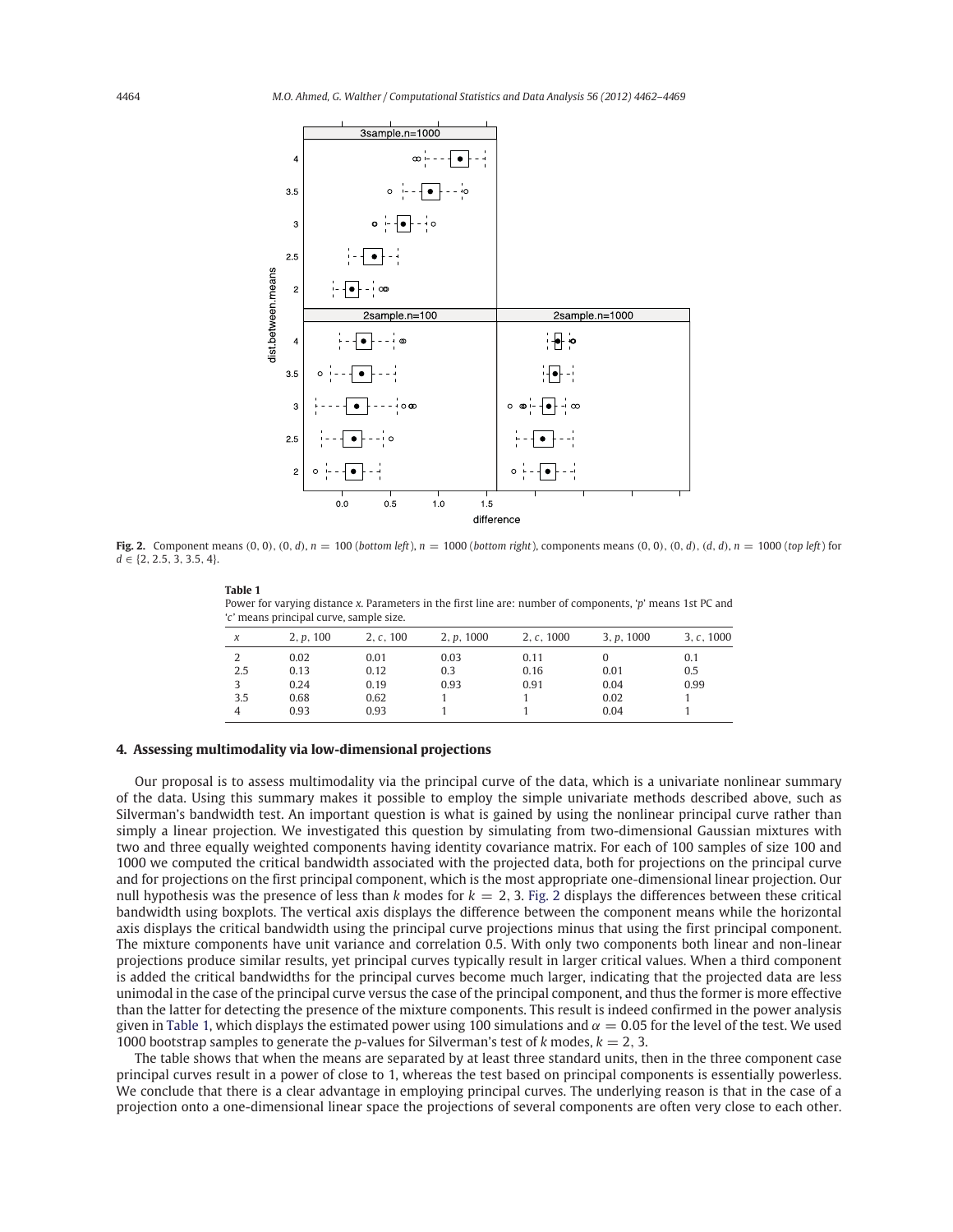**Fig. 2.** Component means (0, 0), (0, $d$), $n = 100$ (*bottom left*), $n = 1000$ (*bottom right*), components means (0, 0), (0, $d$), ($d$, $d$), $n = 1000$ (*top left*) for $d \in \{2, 2.5, 3, 3.5, 4\}$.

**Table 1**
Power for varying distance $x$. Parameters in the first line are: number of components, '$p$' means 1st PC and '$c$' means principal curve, sample size.

| $x$ | 2, $p$, 100 | 2, $c$, 100 | 2, $p$, 1000 | 2, $c$, 1000 | 3, $p$, 1000 | 3, $c$, 1000 |
|---|---|---|---|---|---|---|
| 2 | 0.02 | 0.01 | 0.03 | 0.11 | 0 | 0.1 |
| 2.5 | 0.13 | 0.12 | 0.3 | 0.16 | 0.01 | 0.5 |
| 3 | 0.24 | 0.19 | 0.93 | 0.91 | 0.04 | 0.99 |
| 3.5 | 0.68 | 0.62 | 1 | 1 | 0.02 | 1 |
| 4 | 0.93 | 0.93 | 1 | 1 | 0.04 | 1 |

## 4. Assessing multimodality via low-dimensional projections

Our proposal is to assess multimodality via the principal curve of the data, which is a univariate nonlinear summary of the data. Using this summary makes it possible to employ the simple univariate methods described above, such as Silverman's bandwidth test. An important question is what is gained by using the nonlinear principal curve rather than simply a linear projection. We investigated this question by simulating from two-dimensional Gaussian mixtures with two and three equally weighted components having identity covariance matrix. For each of 100 samples of size 100 and 1000 we computed the critical bandwidth associated with the projected data, both for projections on the principal curve and for projections on the first principal component, which is the most appropriate one-dimensional linear projection. Our null hypothesis was the presence of less than $k$ modes for $k = 2, 3$. Fig. 2 displays the differences between these critical bandwidth using boxplots. The vertical axis displays the difference between the component means while the horizontal axis displays the critical bandwidth using the principal curve projections minus that using the first principal component. The mixture components have unit variance and correlation 0.5. With only two components both linear and non-linear projections produce similar results, yet principal curves typically result in larger critical values. When a third component is added the critical bandwidths for the principal curves become much larger, indicating that the projected data are less unimodal in the case of the principal curve versus the case of the principal component, and thus the former is more effective than the latter for detecting the presence of the mixture components. This result is indeed confirmed in the power analysis given in Table 1, which displays the estimated power using 100 simulations and $\alpha = 0.05$ for the level of the test. We used 1000 bootstrap samples to generate the $p$-values for Silverman's test of $k$ modes, $k = 2, 3$.

The table shows that when the means are separated by at least three standard units, then in the three component case principal curves result in a power of close to 1, whereas the test based on principal components is essentially powerless. We conclude that there is a clear advantage in employing principal curves. The underlying reason is that in the case of a projection onto a one-dimensional linear space the projections of several components are often very close to each other.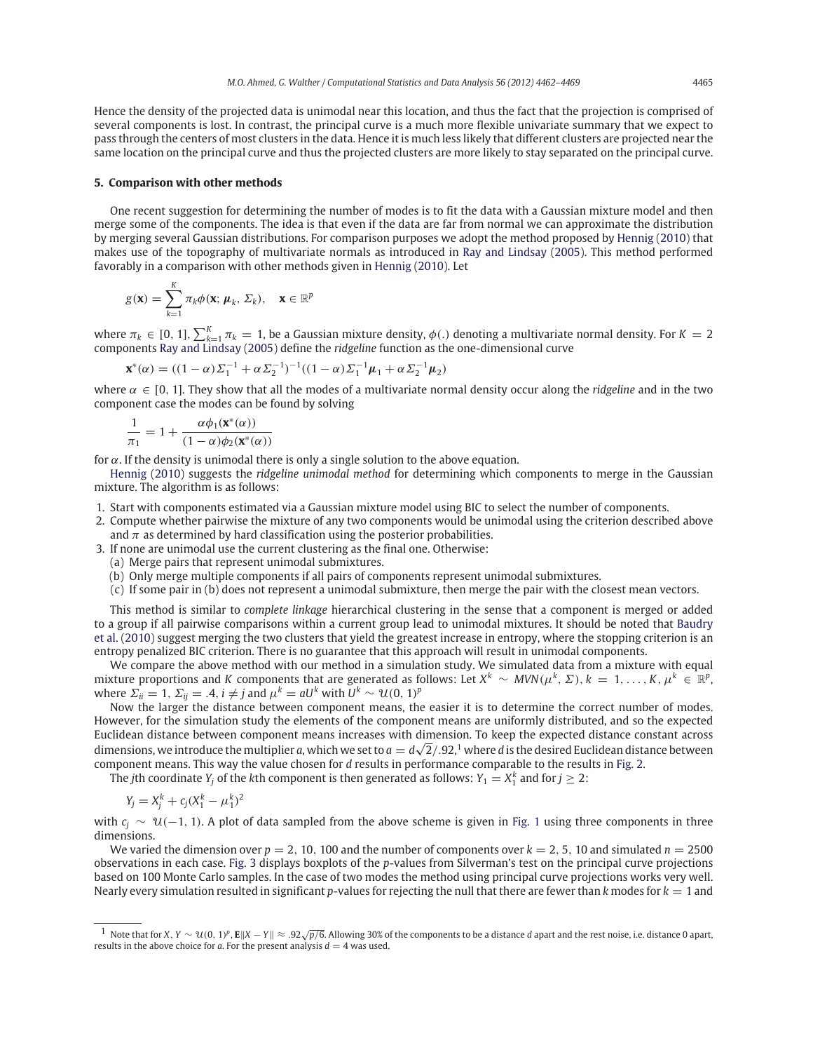Hence the density of the projected data is unimodal near this location, and thus the fact that the projection is comprised of several components is lost. In contrast, the principal curve is a much more flexible univariate summary that we expect to pass through the centers of most clusters in the data. Hence it is much less likely that different clusters are projected near the same location on the principal curve and thus the projected clusters are more likely to stay separated on the principal curve.

## 5. Comparison with other methods

One recent suggestion for determining the number of modes is to fit the data with a Gaussian mixture model and then merge some of the components. The idea is that even if the data are far from normal we can approximate the distribution by merging several Gaussian distributions. For comparison purposes we adopt the method proposed by Hennig (2010) that makes use of the topography of multivariate normals as introduced in Ray and Lindsay (2005). This method performed favorably in a comparison with other methods given in Hennig (2010). Let

$$g(\mathbf{x}) = \sum_{k=1}^{K} \pi_k \phi(\mathbf{x}; \boldsymbol{\mu}_k, \Sigma_k), \quad \mathbf{x} \in \mathbb{R}^p$$

where $\pi_k \in [0, 1]$, $\sum_{k=1}^{K} \pi_k = 1$, be a Gaussian mixture density, $\phi(.)$ denoting a multivariate normal density. For $K = 2$ components Ray and Lindsay (2005) define the *ridgeline* function as the one-dimensional curve

$$\mathbf{x}^*(\alpha) = ((1-\alpha)\Sigma_1^{-1} + \alpha\Sigma_2^{-1})^{-1}((1-\alpha)\Sigma_1^{-1}\boldsymbol{\mu}_1 + \alpha\Sigma_2^{-1}\boldsymbol{\mu}_2)$$

where $\alpha \in [0, 1]$. They show that all the modes of a multivariate normal density occur along the *ridgeline* and in the two component case the modes can be found by solving

$$\frac{1}{\pi_1} = 1 + \frac{\alpha\phi_1(\mathbf{x}^*(\alpha))}{(1-\alpha)\phi_2(\mathbf{x}^*(\alpha))}$$

for $\alpha$. If the density is unimodal there is only a single solution to the above equation.

Hennig (2010) suggests the *ridgeline unimodal method* for determining which components to merge in the Gaussian mixture. The algorithm is as follows:

1. Start with components estimated via a Gaussian mixture model using BIC to select the number of components.
2. Compute whether pairwise the mixture of any two components would be unimodal using the criterion described above and $\pi$ as determined by hard classification using the posterior probabilities.
3. If none are unimodal use the current clustering as the final one. Otherwise:
   (a) Merge pairs that represent unimodal submixtures.
   (b) Only merge multiple components if all pairs of components represent unimodal submixtures.
   (c) If some pair in (b) does not represent a unimodal submixture, then merge the pair with the closest mean vectors.

This method is similar to *complete linkage* hierarchical clustering in the sense that a component is merged or added to a group if all pairwise comparisons within a current group lead to unimodal mixtures. It should be noted that Baudry et al. (2010) suggest merging the two clusters that yield the greatest increase in entropy, where the stopping criterion is an entropy penalized BIC criterion. There is no guarantee that this approach will result in unimodal components.

We compare the above method with our method in a simulation study. We simulated data from a mixture with equal mixture proportions and $K$ components that are generated as follows: Let $X^k \sim MVN(\mu^k, \Sigma)$, $k = 1, \ldots, K$, $\mu^k \in \mathbb{R}^p$, where $\Sigma_{ii} = 1$, $\Sigma_{ij} = .4$, $i \neq j$ and $\mu^k = aU^k$ with $U^k \sim \mathcal{U}(0, 1)^p$

Now the larger the distance between component means, the easier it is to determine the correct number of modes. However, for the simulation study the elements of the component means are uniformly distributed, and so the expected Euclidean distance between component means increases with dimension. To keep the expected distance constant across dimensions, we introduce the multiplier $a$, which we set to $a = d\sqrt{2}/.92$,[1] where $d$ is the desired Euclidean distance between component means. This way the value chosen for $d$ results in performance comparable to the results in Fig. 2.

The $j$th coordinate $Y_j$ of the $k$th component is then generated as follows: $Y_1 = X_1^k$ and for $j \geq 2$:

$$Y_j = X_j^k + c_j(X_1^k - \mu_1^k)^2$$

with $c_j \sim \mathcal{U}(-1, 1)$. A plot of data sampled from the above scheme is given in Fig. 1 using three components in three dimensions.

We varied the dimension over $p = 2, 10, 100$ and the number of components over $k = 2, 5, 10$ and simulated $n = 2500$ observations in each case. Fig. 3 displays boxplots of the $p$-values from Silverman's test on the principal curve projections based on 100 Monte Carlo samples. In the case of two modes the method using principal curve projections works very well. Nearly every simulation resulted in significant $p$-values for rejecting the null that there are fewer than $k$ modes for $k = 1$ and

[1] Note that for $X, Y \sim \mathcal{U}(0, 1)^p$, $\mathbf{E}\|X - Y\| \approx .92\sqrt{p/6}$. Allowing 30% of the components to be a distance $d$ apart and the rest noise, i.e. distance 0 apart, results in the above choice for $a$. For the present analysis $d = 4$ was used.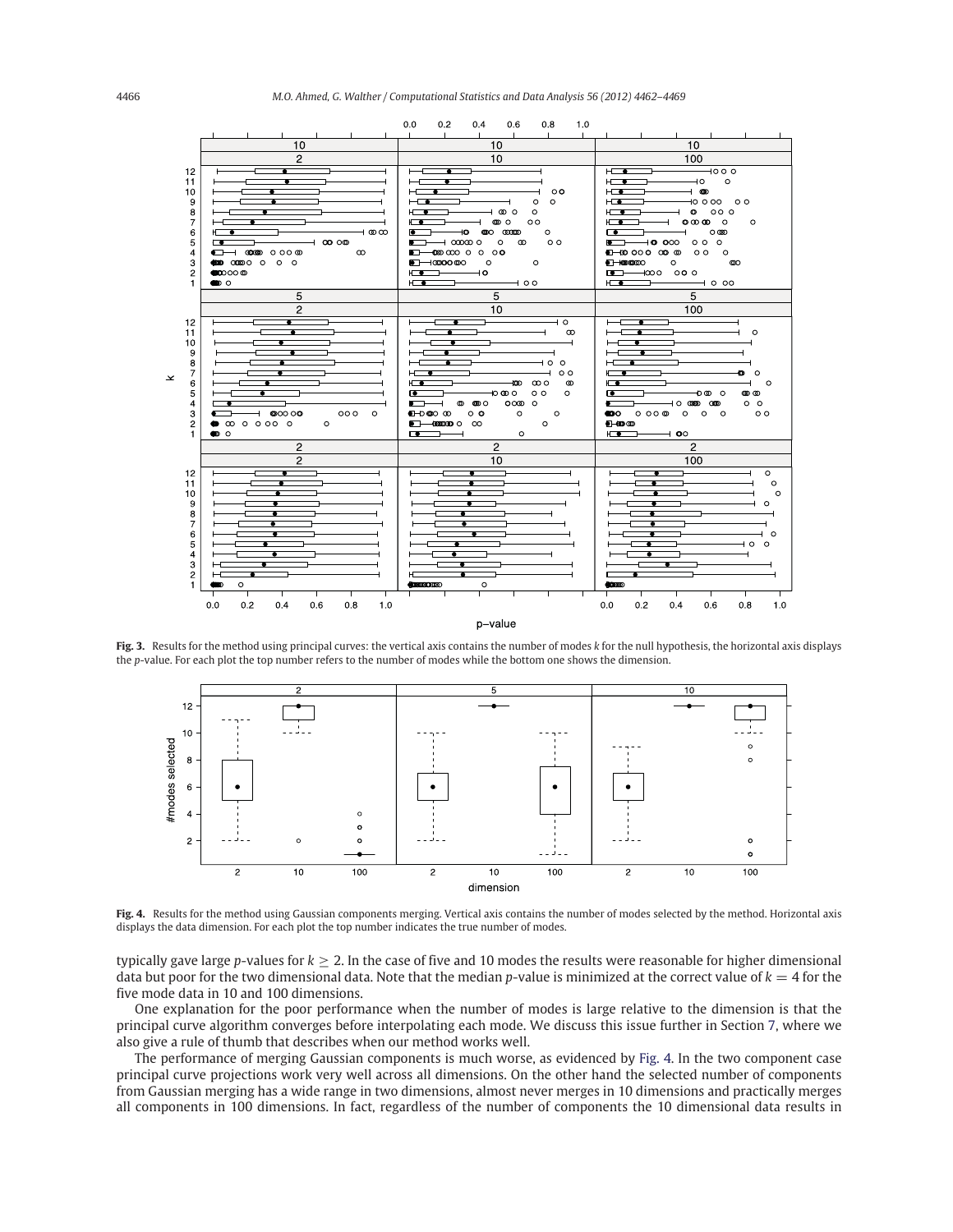**Fig. 3.** Results for the method using principal curves: the vertical axis contains the number of modes $k$ for the null hypothesis, the horizontal axis displays the $p$-value. For each plot the top number refers to the number of modes while the bottom one shows the dimension.

**Fig. 4.** Results for the method using Gaussian components merging. Vertical axis contains the number of modes selected by the method. Horizontal axis displays the data dimension. For each plot the top number indicates the true number of modes.

typically gave large $p$-values for $k \geq 2$. In the case of five and 10 modes the results were reasonable for higher dimensional data but poor for the two dimensional data. Note that the median $p$-value is minimized at the correct value of $k = 4$ for the five mode data in 10 and 100 dimensions.

One explanation for the poor performance when the number of modes is large relative to the dimension is that the principal curve algorithm converges before interpolating each mode. We discuss this issue further in Section 7, where we also give a rule of thumb that describes when our method works well.

The performance of merging Gaussian components is much worse, as evidenced by Fig. 4. In the two component case principal curve projections work very well across all dimensions. On the other hand the selected number of components from Gaussian merging has a wide range in two dimensions, almost never merges in 10 dimensions and practically merges all components in 100 dimensions. In fact, regardless of the number of components the 10 dimensional data results in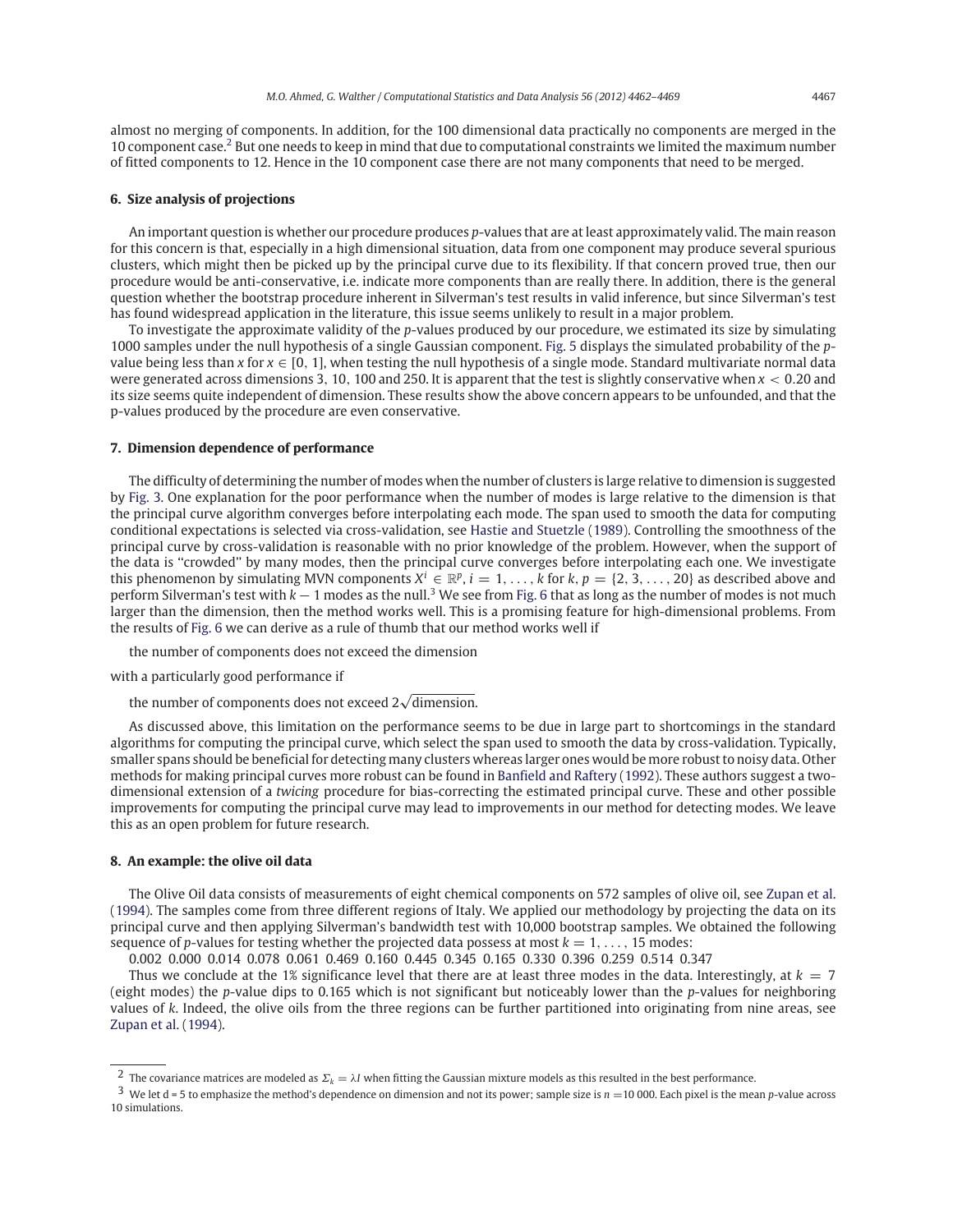almost no merging of components. In addition, for the 100 dimensional data practically no components are merged in the 10 component case.[2] But one needs to keep in mind that due to computational constraints we limited the maximum number of fitted components to 12. Hence in the 10 component case there are not many components that need to be merged.

## 6. Size analysis of projections

An important question is whether our procedure produces *p*-values that are at least approximately valid. The main reason for this concern is that, especially in a high dimensional situation, data from one component may produce several spurious clusters, which might then be picked up by the principal curve due to its flexibility. If that concern proved true, then our procedure would be anti-conservative, i.e. indicate more components than are really there. In addition, there is the general question whether the bootstrap procedure inherent in Silverman's test results in valid inference, but since Silverman's test has found widespread application in the literature, this issue seems unlikely to result in a major problem.

To investigate the approximate validity of the *p*-values produced by our procedure, we estimated its size by simulating 1000 samples under the null hypothesis of a single Gaussian component. Fig. 5 displays the simulated probability of the *p*-value being less than $x$ for $x \in [0, 1]$, when testing the null hypothesis of a single mode. Standard multivariate normal data were generated across dimensions 3, 10, 100 and 250. It is apparent that the test is slightly conservative when $x < 0.20$ and its size seems quite independent of dimension. These results show the above concern appears to be unfounded, and that the p-values produced by the procedure are even conservative.

## 7. Dimension dependence of performance

The difficulty of determining the number of modes when the number of clusters is large relative to dimension is suggested by Fig. 3. One explanation for the poor performance when the number of modes is large relative to the dimension is that the principal curve algorithm converges before interpolating each mode. The span used to smooth the data for computing conditional expectations is selected via cross-validation, see Hastie and Stuetzle (1989). Controlling the smoothness of the principal curve by cross-validation is reasonable with no prior knowledge of the problem. However, when the support of the data is "crowded" by many modes, then the principal curve converges before interpolating each one. We investigate this phenomenon by simulating MVN components $X^i \in \mathbb{R}^p$, $i = 1, \ldots, k$ for $k, p = \{2, 3, \ldots, 20\}$ as described above and perform Silverman's test with $k - 1$ modes as the null.[3] We see from Fig. 6 that as long as the number of modes is not much larger than the dimension, then the method works well. This is a promising feature for high-dimensional problems. From the results of Fig. 6 we can derive as a rule of thumb that our method works well if

the number of components does not exceed the dimension

with a particularly good performance if

the number of components does not exceed $2\sqrt{\text{dimension}}$.

As discussed above, this limitation on the performance seems to be due in large part to shortcomings in the standard algorithms for computing the principal curve, which select the span used to smooth the data by cross-validation. Typically, smaller spans should be beneficial for detecting many clusters whereas larger ones would be more robust to noisy data. Other methods for making principal curves more robust can be found in Banfield and Raftery (1992). These authors suggest a two-dimensional extension of a *twicing* procedure for bias-correcting the estimated principal curve. These and other possible improvements for computing the principal curve may lead to improvements in our method for detecting modes. We leave this as an open problem for future research.

## 8. An example: the olive oil data

The Olive Oil data consists of measurements of eight chemical components on 572 samples of olive oil, see Zupan et al. (1994). The samples come from three different regions of Italy. We applied our methodology by projecting the data on its principal curve and then applying Silverman's bandwidth test with 10,000 bootstrap samples. We obtained the following sequence of *p*-values for testing whether the projected data possess at most $k = 1, \ldots, 15$ modes:

0.002 0.000 0.014 0.078 0.061 0.469 0.160 0.445 0.345 0.165 0.330 0.396 0.259 0.514 0.347

Thus we conclude at the 1% significance level that there are at least three modes in the data. Interestingly, at $k = 7$ (eight modes) the *p*-value dips to 0.165 which is not significant but noticeably lower than the *p*-values for neighboring values of $k$. Indeed, the olive oils from the three regions can be further partitioned into originating from nine areas, see Zupan et al. (1994).

---

[2] The covariance matrices are modeled as $\Sigma_k = \lambda I$ when fitting the Gaussian mixture models as this resulted in the best performance.

[3] We let d = 5 to emphasize the method's dependence on dimension and not its power; sample size is $n = 10\,000$. Each pixel is the mean *p*-value across 10 simulations.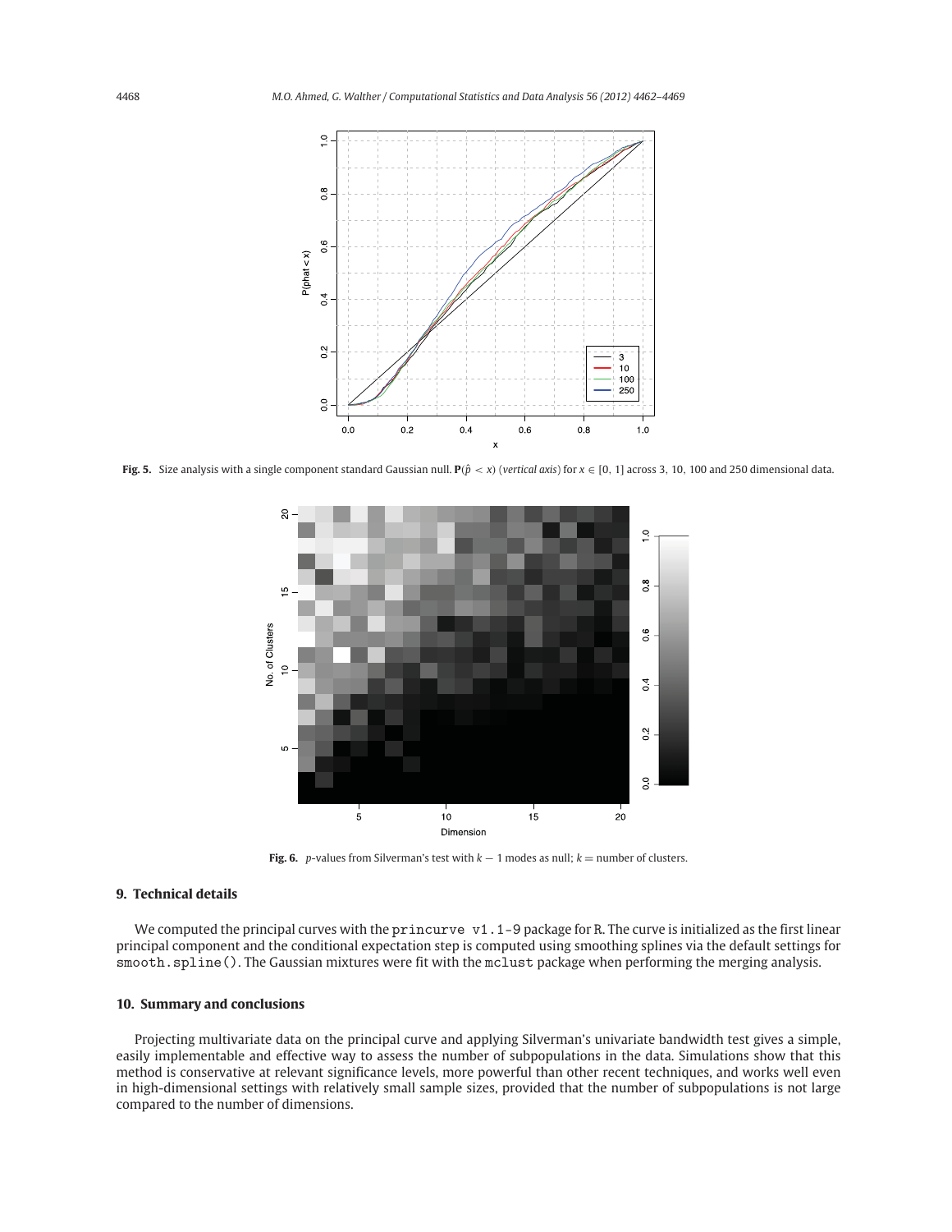**Fig. 5.** Size analysis with a single component standard Gaussian null. $\mathbf{P}(\hat{p} < x)$ (*vertical axis*) for $x \in [0, 1]$ across 3, 10, 100 and 250 dimensional data.

**Fig. 6.** *p*-values from Silverman's test with $k - 1$ modes as null; $k =$ number of clusters.

## 9. Technical details

We computed the principal curves with the `princurve v1.1-9` package for R. The curve is initialized as the first linear principal component and the conditional expectation step is computed using smoothing splines via the default settings for `smooth.spline()`. The Gaussian mixtures were fit with the `mclust` package when performing the merging analysis.

## 10. Summary and conclusions

Projecting multivariate data on the principal curve and applying Silverman's univariate bandwidth test gives a simple, easily implementable and effective way to assess the number of subpopulations in the data. Simulations show that this method is conservative at relevant significance levels, more powerful than other recent techniques, and works well even in high-dimensional settings with relatively small sample sizes, provided that the number of subpopulations is not large compared to the number of dimensions.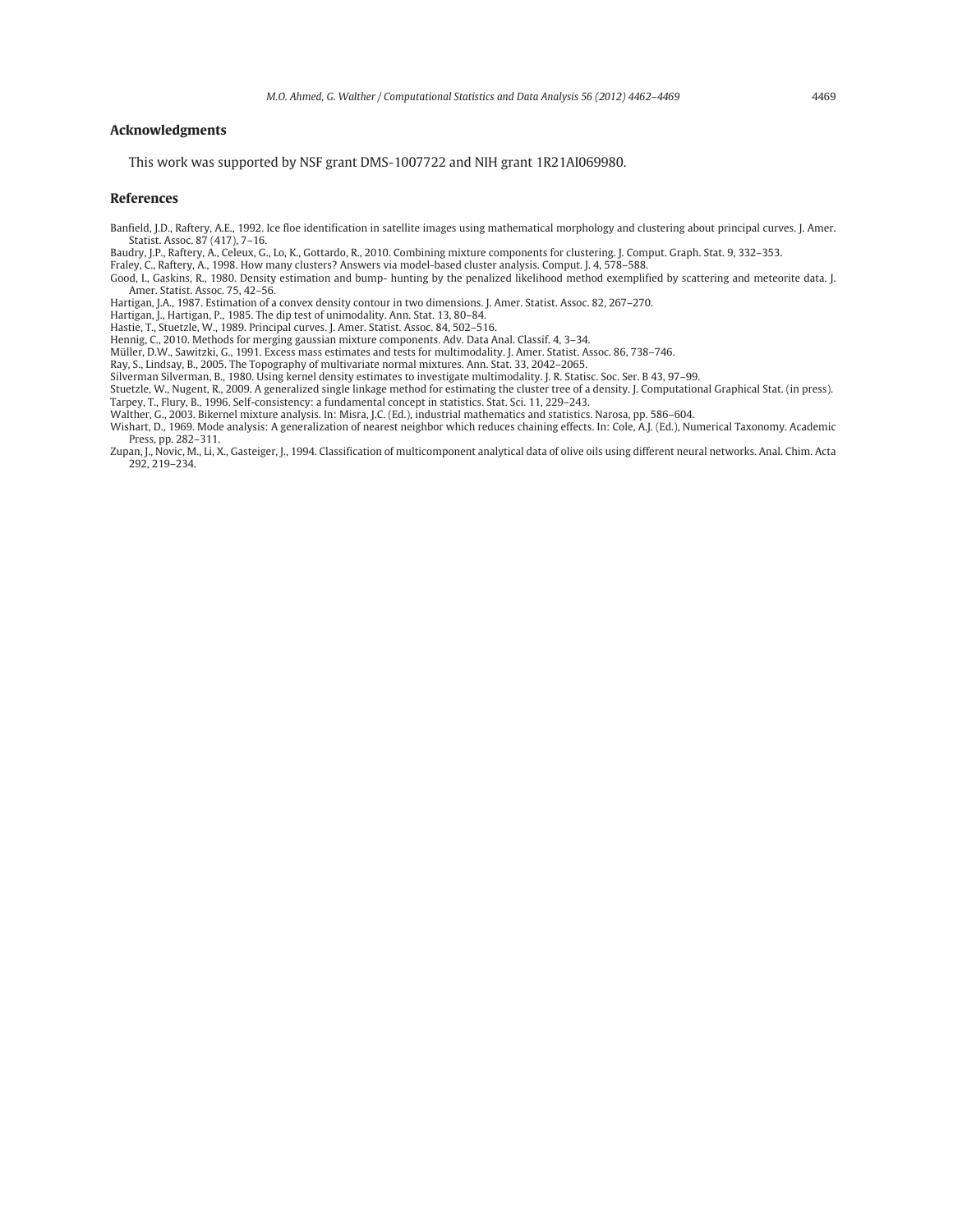## Acknowledgments

This work was supported by NSF grant DMS-1007722 and NIH grant 1R21AI069980.

## References

Banfield, J.D., Raftery, A.E., 1992. Ice floe identification in satellite images using mathematical morphology and clustering about principal curves. J. Amer. Statist. Assoc. 87 (417), 7–16.

Baudry, J.P., Raftery, A., Celeux, G., Lo, K., Gottardo, R., 2010. Combining mixture components for clustering. J. Comput. Graph. Stat. 9, 332–353.

Fraley, C., Raftery, A., 1998. How many clusters? Answers via model-based cluster analysis. Comput. J. 4, 578–588.

Good, I., Gaskins, R., 1980. Density estimation and bump- hunting by the penalized likelihood method exemplified by scattering and meteorite data. J. Amer. Statist. Assoc. 75, 42–56.

Hartigan, J.A., 1987. Estimation of a convex density contour in two dimensions. J. Amer. Statist. Assoc. 82, 267–270.

Hartigan, J., Hartigan, P., 1985. The dip test of unimodality. Ann. Stat. 13, 80–84.

Hastie, T., Stuetzle, W., 1989. Principal curves. J. Amer. Statist. Assoc. 84, 502–516.

Hennig, C., 2010. Methods for merging gaussian mixture components. Adv. Data Anal. Classif. 4, 3–34.

Müller, D.W., Sawitzki, G., 1991. Excess mass estimates and tests for multimodality. J. Amer. Statist. Assoc. 86, 738–746.

Ray, S., Lindsay, B., 2005. The Topography of multivariate normal mixtures. Ann. Stat. 33, 2042–2065.

Silverman Silverman, B., 1980. Using kernel density estimates to investigate multimodality. J. R. Statisc. Soc. Ser. B 43, 97–99.

Stuetzle, W., Nugent, R., 2009. A generalized single linkage method for estimating the cluster tree of a density. J. Computational Graphical Stat. (in press).

Tarpey, T., Flury, B., 1996. Self-consistency: a fundamental concept in statistics. Stat. Sci. 11, 229–243.

Walther, G., 2003. Bikernel mixture analysis. In: Misra, J.C. (Ed.), industrial mathematics and statistics. Narosa, pp. 586–604.

Wishart, D., 1969. Mode analysis: A generalization of nearest neighbor which reduces chaining effects. In: Cole, A.J. (Ed.), Numerical Taxonomy. Academic Press, pp. 282–311.

Zupan, J., Novic, M., Li, X., Gasteiger, J., 1994. Classification of multicomponent analytical data of olive oils using different neural networks. Anal. Chim. Acta 292, 219–234.